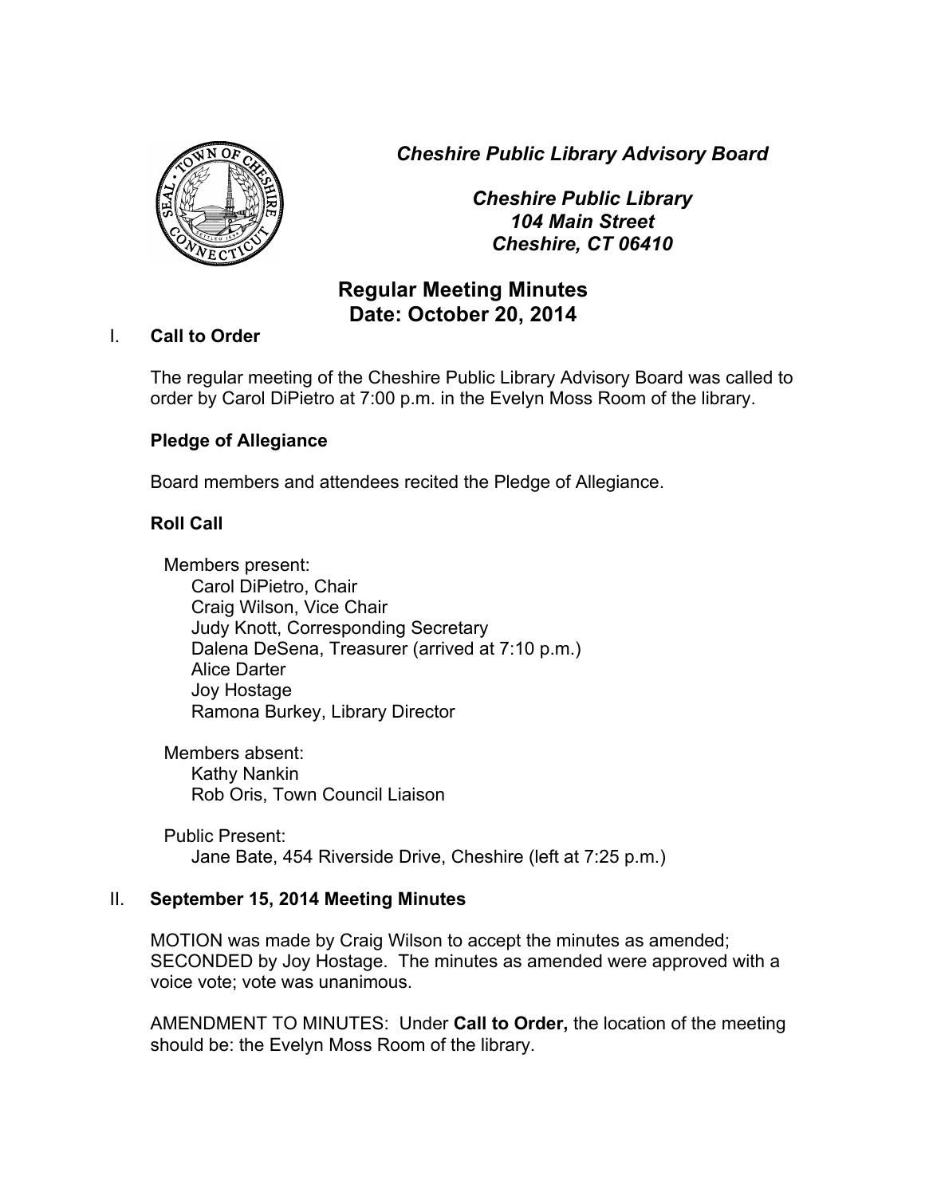*Cheshire Public Library Advisory Board*

*Cheshire Public Library*
*104 Main Street*
*Cheshire, CT 06410*

# Regular Meeting Minutes
## Date: October 20, 2014

I. **Call to Order**

The regular meeting of the Cheshire Public Library Advisory Board was called to order by Carol DiPietro at 7:00 p.m. in the Evelyn Moss Room of the library.

**Pledge of Allegiance**

Board members and attendees recited the Pledge of Allegiance.

**Roll Call**

Members present:
- Carol DiPietro, Chair
- Craig Wilson, Vice Chair
- Judy Knott, Corresponding Secretary
- Dalena DeSena, Treasurer (arrived at 7:10 p.m.)
- Alice Darter
- Joy Hostage
- Ramona Burkey, Library Director

Members absent:
- Kathy Nankin
- Rob Oris, Town Council Liaison

Public Present:
- Jane Bate, 454 Riverside Drive, Cheshire (left at 7:25 p.m.)

II. **September 15, 2014 Meeting Minutes**

MOTION was made by Craig Wilson to accept the minutes as amended; SECONDED by Joy Hostage. The minutes as amended were approved with a voice vote; vote was unanimous.

AMENDMENT TO MINUTES: Under **Call to Order,** the location of the meeting should be: the Evelyn Moss Room of the library.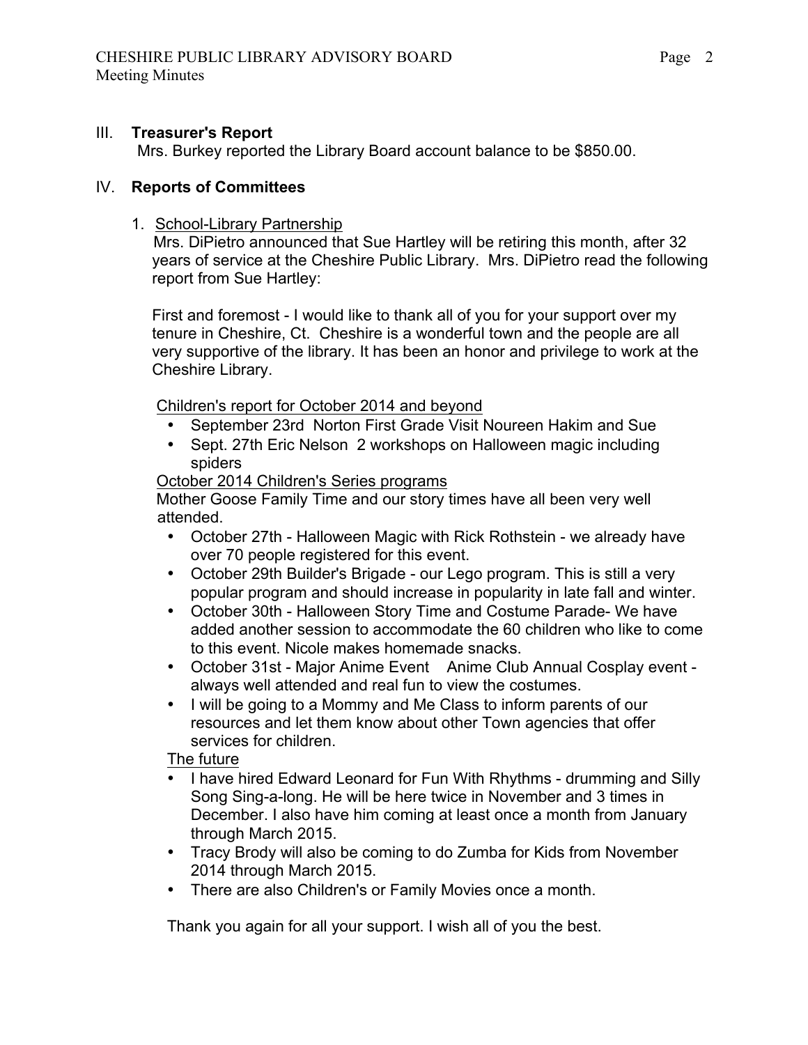## III. **Treasurer's Report**

Mrs. Burkey reported the Library Board account balance to be $850.00.

## IV. **Reports of Committees**

1. School-Library Partnership

   Mrs. DiPietro announced that Sue Hartley will be retiring this month, after 32 years of service at the Cheshire Public Library. Mrs. DiPietro read the following report from Sue Hartley:

   First and foremost - I would like to thank all of you for your support over my tenure in Cheshire, Ct. Cheshire is a wonderful town and the people are all very supportive of the library. It has been an honor and privilege to work at the Cheshire Library.

   Children's report for October 2014 and beyond

   - September 23rd Norton First Grade Visit Noureen Hakim and Sue
   - Sept. 27th Eric Nelson 2 workshops on Halloween magic including spiders

   October 2014 Children's Series programs

   Mother Goose Family Time and our story times have all been very well attended.

   - October 27th - Halloween Magic with Rick Rothstein - we already have over 70 people registered for this event.
   - October 29th Builder's Brigade - our Lego program. This is still a very popular program and should increase in popularity in late fall and winter.
   - October 30th - Halloween Story Time and Costume Parade- We have added another session to accommodate the 60 children who like to come to this event. Nicole makes homemade snacks.
   - October 31st - Major Anime Event Anime Club Annual Cosplay event - always well attended and real fun to view the costumes.
   - I will be going to a Mommy and Me Class to inform parents of our resources and let them know about other Town agencies that offer services for children.

   The future

   - I have hired Edward Leonard for Fun With Rhythms - drumming and Silly Song Sing-a-long. He will be here twice in November and 3 times in December. I also have him coming at least once a month from January through March 2015.
   - Tracy Brody will also be coming to do Zumba for Kids from November 2014 through March 2015.
   - There are also Children's or Family Movies once a month.

   Thank you again for all your support. I wish all of you the best.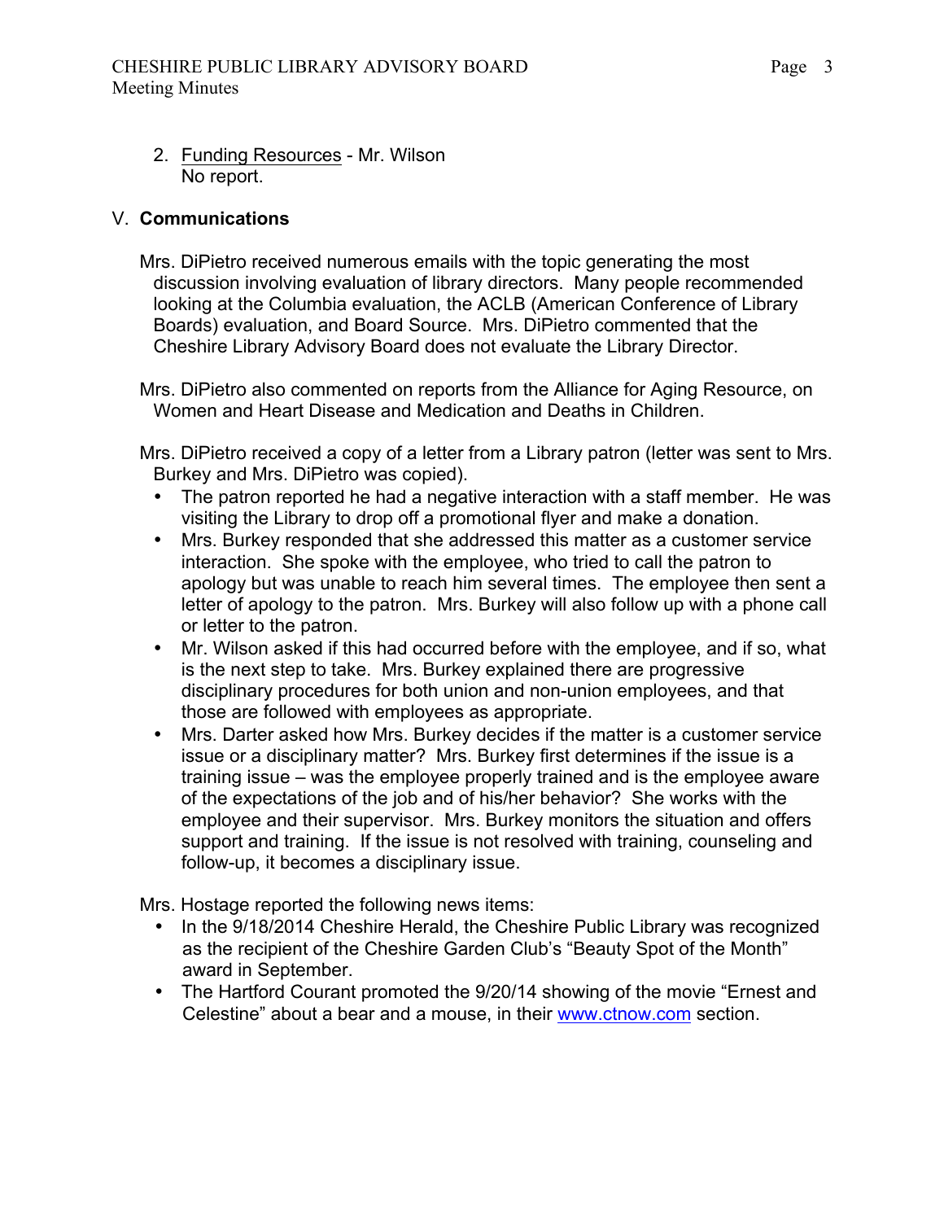2. Funding Resources - Mr. Wilson
   No report.

## V. **Communications**

Mrs. DiPietro received numerous emails with the topic generating the most discussion involving evaluation of library directors. Many people recommended looking at the Columbia evaluation, the ACLB (American Conference of Library Boards) evaluation, and Board Source. Mrs. DiPietro commented that the Cheshire Library Advisory Board does not evaluate the Library Director.

Mrs. DiPietro also commented on reports from the Alliance for Aging Resource, on Women and Heart Disease and Medication and Deaths in Children.

Mrs. DiPietro received a copy of a letter from a Library patron (letter was sent to Mrs. Burkey and Mrs. DiPietro was copied).

- The patron reported he had a negative interaction with a staff member. He was visiting the Library to drop off a promotional flyer and make a donation.
- Mrs. Burkey responded that she addressed this matter as a customer service interaction. She spoke with the employee, who tried to call the patron to apology but was unable to reach him several times. The employee then sent a letter of apology to the patron. Mrs. Burkey will also follow up with a phone call or letter to the patron.
- Mr. Wilson asked if this had occurred before with the employee, and if so, what is the next step to take. Mrs. Burkey explained there are progressive disciplinary procedures for both union and non-union employees, and that those are followed with employees as appropriate.
- Mrs. Darter asked how Mrs. Burkey decides if the matter is a customer service issue or a disciplinary matter? Mrs. Burkey first determines if the issue is a training issue – was the employee properly trained and is the employee aware of the expectations of the job and of his/her behavior? She works with the employee and their supervisor. Mrs. Burkey monitors the situation and offers support and training. If the issue is not resolved with training, counseling and follow-up, it becomes a disciplinary issue.

Mrs. Hostage reported the following news items:

- In the 9/18/2014 Cheshire Herald, the Cheshire Public Library was recognized as the recipient of the Cheshire Garden Club's "Beauty Spot of the Month" award in September.
- The Hartford Courant promoted the 9/20/14 showing of the movie "Ernest and Celestine" about a bear and a mouse, in their www.ctnow.com section.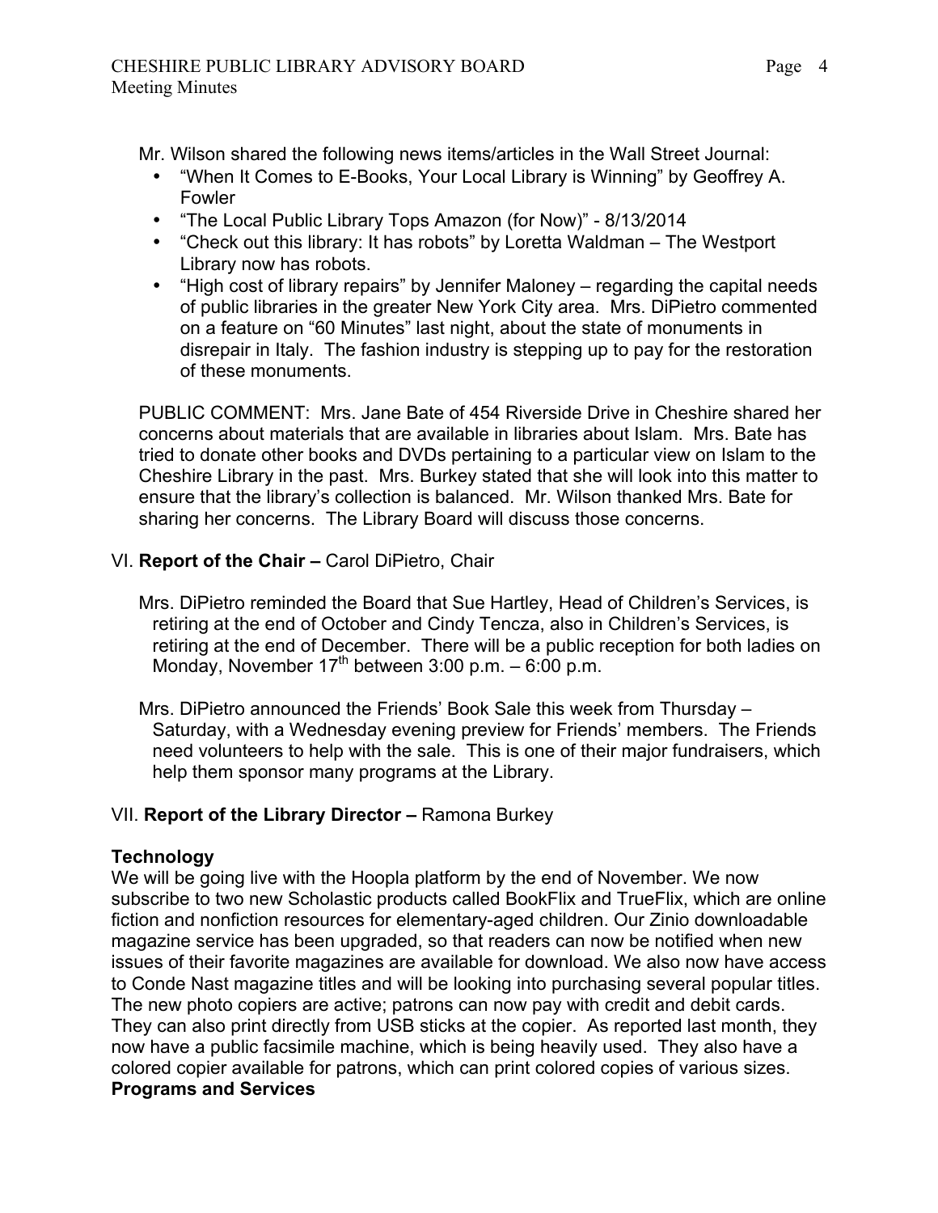Mr. Wilson shared the following news items/articles in the Wall Street Journal:

- "When It Comes to E-Books, Your Local Library is Winning" by Geoffrey A. Fowler
- "The Local Public Library Tops Amazon (for Now)" - 8/13/2014
- "Check out this library: It has robots" by Loretta Waldman – The Westport Library now has robots.
- "High cost of library repairs" by Jennifer Maloney – regarding the capital needs of public libraries in the greater New York City area. Mrs. DiPietro commented on a feature on "60 Minutes" last night, about the state of monuments in disrepair in Italy. The fashion industry is stepping up to pay for the restoration of these monuments.

PUBLIC COMMENT: Mrs. Jane Bate of 454 Riverside Drive in Cheshire shared her concerns about materials that are available in libraries about Islam. Mrs. Bate has tried to donate other books and DVDs pertaining to a particular view on Islam to the Cheshire Library in the past. Mrs. Burkey stated that she will look into this matter to ensure that the library's collection is balanced. Mr. Wilson thanked Mrs. Bate for sharing her concerns. The Library Board will discuss those concerns.

VI. **Report of the Chair –** Carol DiPietro, Chair

Mrs. DiPietro reminded the Board that Sue Hartley, Head of Children's Services, is retiring at the end of October and Cindy Tencza, also in Children's Services, is retiring at the end of December. There will be a public reception for both ladies on Monday, November 17th between 3:00 p.m. – 6:00 p.m.

Mrs. DiPietro announced the Friends' Book Sale this week from Thursday – Saturday, with a Wednesday evening preview for Friends' members. The Friends need volunteers to help with the sale. This is one of their major fundraisers, which help them sponsor many programs at the Library.

VII. **Report of the Library Director –** Ramona Burkey

**Technology**

We will be going live with the Hoopla platform by the end of November. We now subscribe to two new Scholastic products called BookFlix and TrueFlix, which are online fiction and nonfiction resources for elementary-aged children. Our Zinio downloadable magazine service has been upgraded, so that readers can now be notified when new issues of their favorite magazines are available for download. We also now have access to Conde Nast magazine titles and will be looking into purchasing several popular titles. The new photo copiers are active; patrons can now pay with credit and debit cards. They can also print directly from USB sticks at the copier. As reported last month, they now have a public facsimile machine, which is being heavily used. They also have a colored copier available for patrons, which can print colored copies of various sizes.

**Programs and Services**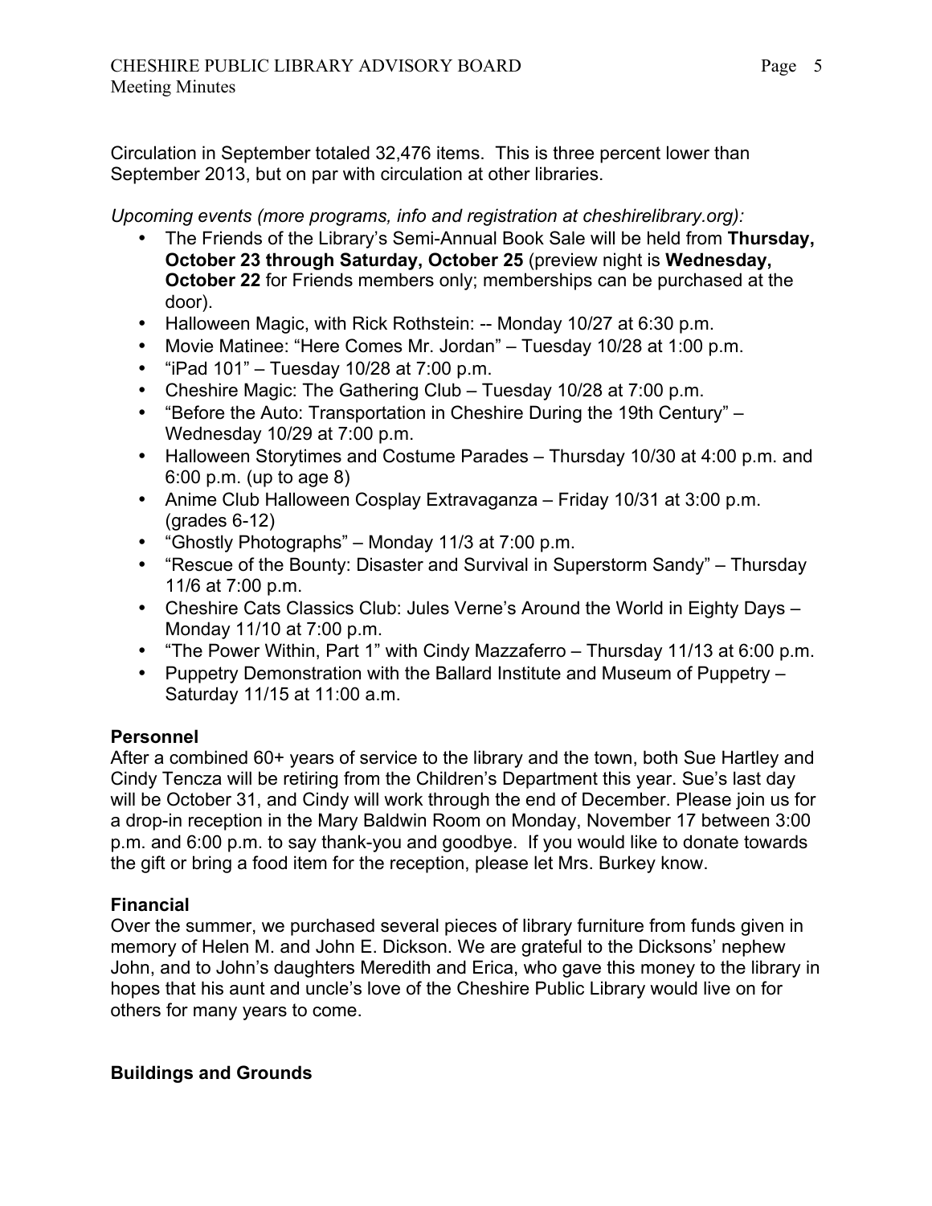Circulation in September totaled 32,476 items. This is three percent lower than September 2013, but on par with circulation at other libraries.

*Upcoming events (more programs, info and registration at cheshirelibrary.org):*

- The Friends of the Library's Semi-Annual Book Sale will be held from **Thursday, October 23 through Saturday, October 25** (preview night is **Wednesday, October 22** for Friends members only; memberships can be purchased at the door).
- Halloween Magic, with Rick Rothstein: -- Monday 10/27 at 6:30 p.m.
- Movie Matinee: "Here Comes Mr. Jordan" – Tuesday 10/28 at 1:00 p.m.
- "iPad 101" – Tuesday 10/28 at 7:00 p.m.
- Cheshire Magic: The Gathering Club – Tuesday 10/28 at 7:00 p.m.
- "Before the Auto: Transportation in Cheshire During the 19th Century" – Wednesday 10/29 at 7:00 p.m.
- Halloween Storytimes and Costume Parades – Thursday 10/30 at 4:00 p.m. and 6:00 p.m. (up to age 8)
- Anime Club Halloween Cosplay Extravaganza – Friday 10/31 at 3:00 p.m. (grades 6-12)
- "Ghostly Photographs" – Monday 11/3 at 7:00 p.m.
- "Rescue of the Bounty: Disaster and Survival in Superstorm Sandy" – Thursday 11/6 at 7:00 p.m.
- Cheshire Cats Classics Club: Jules Verne's Around the World in Eighty Days – Monday 11/10 at 7:00 p.m.
- "The Power Within, Part 1" with Cindy Mazzaferro – Thursday 11/13 at 6:00 p.m.
- Puppetry Demonstration with the Ballard Institute and Museum of Puppetry – Saturday 11/15 at 11:00 a.m.

**Personnel**

After a combined 60+ years of service to the library and the town, both Sue Hartley and Cindy Tencza will be retiring from the Children's Department this year. Sue's last day will be October 31, and Cindy will work through the end of December. Please join us for a drop-in reception in the Mary Baldwin Room on Monday, November 17 between 3:00 p.m. and 6:00 p.m. to say thank-you and goodbye. If you would like to donate towards the gift or bring a food item for the reception, please let Mrs. Burkey know.

**Financial**

Over the summer, we purchased several pieces of library furniture from funds given in memory of Helen M. and John E. Dickson. We are grateful to the Dicksons' nephew John, and to John's daughters Meredith and Erica, who gave this money to the library in hopes that his aunt and uncle's love of the Cheshire Public Library would live on for others for many years to come.

**Buildings and Grounds**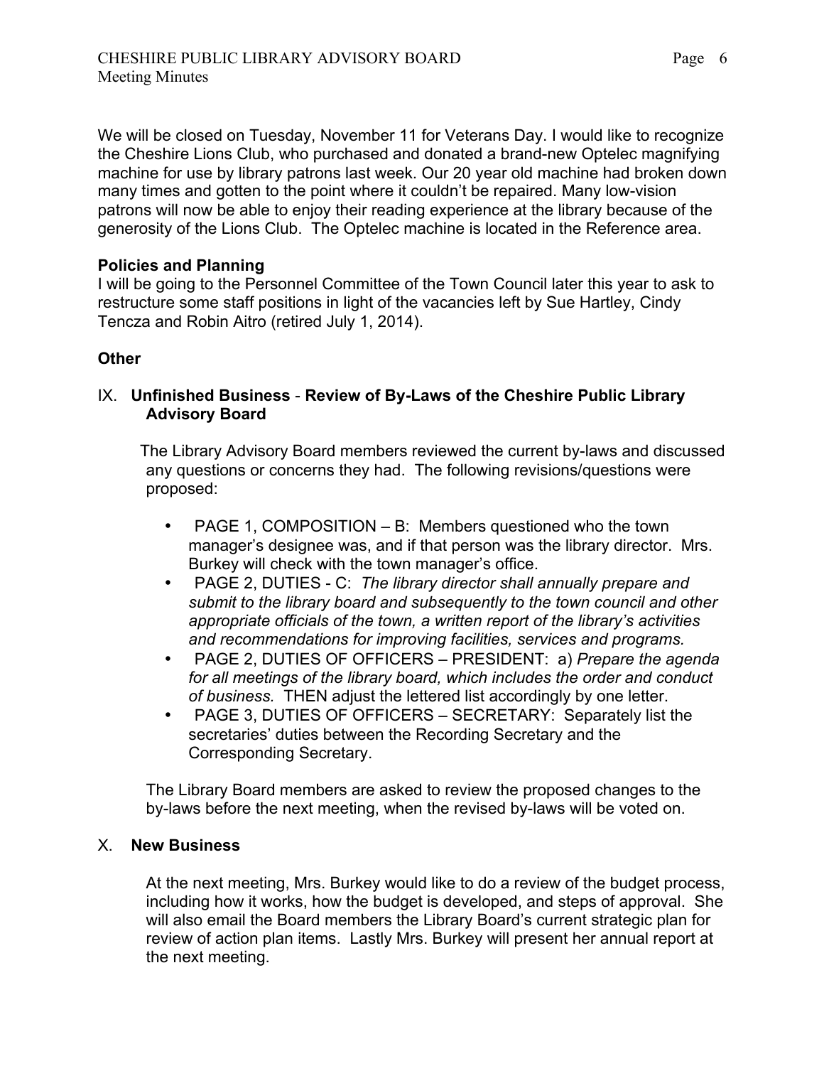We will be closed on Tuesday, November 11 for Veterans Day. I would like to recognize the Cheshire Lions Club, who purchased and donated a brand-new Optelec magnifying machine for use by library patrons last week. Our 20 year old machine had broken down many times and gotten to the point where it couldn't be repaired. Many low-vision patrons will now be able to enjoy their reading experience at the library because of the generosity of the Lions Club. The Optelec machine is located in the Reference area.

**Policies and Planning**

I will be going to the Personnel Committee of the Town Council later this year to ask to restructure some staff positions in light of the vacancies left by Sue Hartley, Cindy Tencza and Robin Aitro (retired July 1, 2014).

**Other**

IX. **Unfinished Business** - **Review of By-Laws of the Cheshire Public Library Advisory Board**

The Library Advisory Board members reviewed the current by-laws and discussed any questions or concerns they had. The following revisions/questions were proposed:

- PAGE 1, COMPOSITION – B: Members questioned who the town manager's designee was, and if that person was the library director. Mrs. Burkey will check with the town manager's office.
- PAGE 2, DUTIES - C: *The library director shall annually prepare and submit to the library board and subsequently to the town council and other appropriate officials of the town, a written report of the library's activities and recommendations for improving facilities, services and programs.*
- PAGE 2, DUTIES OF OFFICERS – PRESIDENT: a) *Prepare the agenda for all meetings of the library board, which includes the order and conduct of business.* THEN adjust the lettered list accordingly by one letter.
- PAGE 3, DUTIES OF OFFICERS – SECRETARY: Separately list the secretaries' duties between the Recording Secretary and the Corresponding Secretary.

The Library Board members are asked to review the proposed changes to the by-laws before the next meeting, when the revised by-laws will be voted on.

X. **New Business**

At the next meeting, Mrs. Burkey would like to do a review of the budget process, including how it works, how the budget is developed, and steps of approval. She will also email the Board members the Library Board's current strategic plan for review of action plan items. Lastly Mrs. Burkey will present her annual report at the next meeting.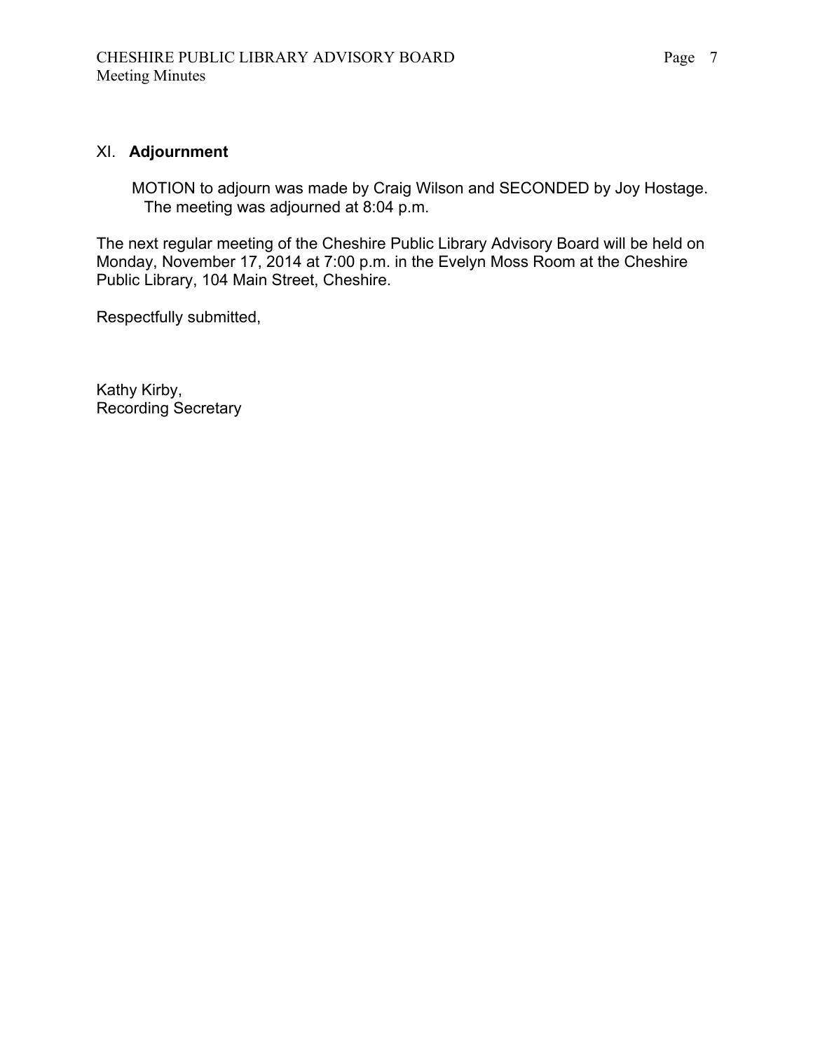## XI. **Adjournment**

MOTION to adjourn was made by Craig Wilson and SECONDED by Joy Hostage. The meeting was adjourned at 8:04 p.m.

The next regular meeting of the Cheshire Public Library Advisory Board will be held on Monday, November 17, 2014 at 7:00 p.m. in the Evelyn Moss Room at the Cheshire Public Library, 104 Main Street, Cheshire.

Respectfully submitted,

Kathy Kirby,
Recording Secretary